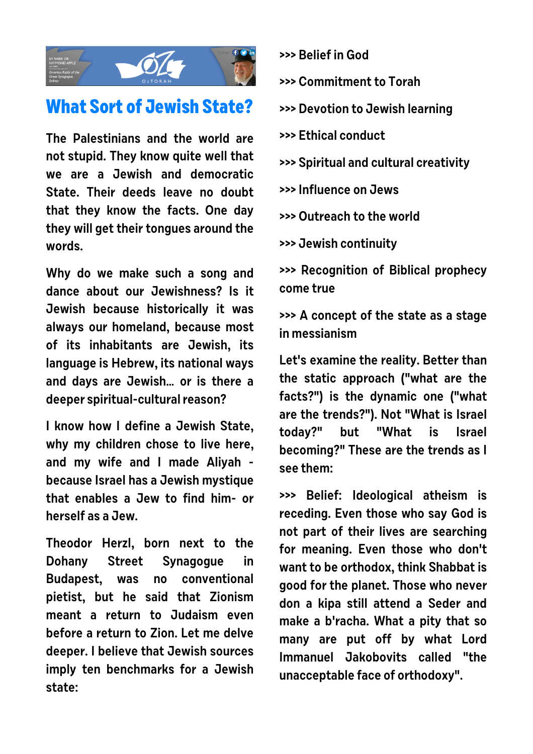# What Sort of Jewish State?

The Palestinians and the world are not stupid. They know quite well that we are a Jewish and democratic State. Their deeds leave no doubt that they know the facts. One day they will get their tongues around the words.

Why do we make such a song and dance about our Jewishness? Is it Jewish because historically it was always our homeland, because most of its inhabitants are Jewish, its language is Hebrew, its national ways and days are Jewish… or is there a deeper spiritual-cultural reason?

I know how I define a Jewish State, why my children chose to live here, and my wife and I made Aliyah - because Israel has a Jewish mystique that enables a Jew to find him- or herself as a Jew.

Theodor Herzl, born next to the Dohany Street Synagogue in Budapest, was no conventional pietist, but he said that Zionism meant a return to Judaism even before a return to Zion. Let me delve deeper. I believe that Jewish sources imply ten benchmarks for a Jewish state:

>>> Belief in God

>>> Commitment to Torah

>>> Devotion to Jewish learning

>>> Ethical conduct

>>> Spiritual and cultural creativity

>>> Influence on Jews

>>> Outreach to the world

>>> Jewish continuity

>>> Recognition of Biblical prophecy come true

>>> A concept of the state as a stage in messianism

Let's examine the reality. Better than the static approach ("what are the facts?") is the dynamic one ("what are the trends?"). Not "What is Israel today?" but "What is Israel becoming?" These are the trends as I see them:

>>> Belief: Ideological atheism is receding. Even those who say God is not part of their lives are searching for meaning. Even those who don't want to be orthodox, think Shabbat is good for the planet. Those who never don a kipa still attend a Seder and make a b'racha. What a pity that so many are put off by what Lord Immanuel Jakobovits called "the unacceptable face of orthodoxy".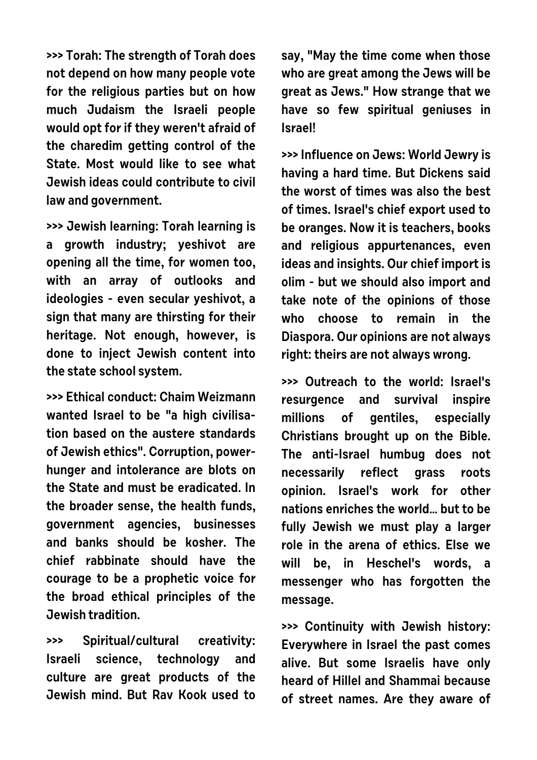**>>> Torah: The strength of Torah does not depend on how many people vote for the religious parties but on how much Judaism the Israeli people would opt for if they weren't afraid of the charedim getting control of the State. Most would like to see what Jewish ideas could contribute to civil law and government.**

**>>> Jewish learning: Torah learning is a growth industry; yeshivot are opening all the time, for women too, with an array of outlooks and ideologies - even secular yeshivot, a sign that many are thirsting for their heritage. Not enough, however, is done to inject Jewish content into the state school system.**

**>>> Ethical conduct: Chaim Weizmann wanted Israel to be "a high civilisation based on the austere standards of Jewish ethics". Corruption, power-hunger and intolerance are blots on the State and must be eradicated. In the broader sense, the health funds, government agencies, businesses and banks should be kosher. The chief rabbinate should have the courage to be a prophetic voice for the broad ethical principles of the Jewish tradition.**

**>>> Spiritual/cultural creativity: Israeli science, technology and culture are great products of the Jewish mind. But Rav Kook used to say, "May the time come when those who are great among the Jews will be great as Jews." How strange that we have so few spiritual geniuses in Israel!**

**>>> Influence on Jews: World Jewry is having a hard time. But Dickens said the worst of times was also the best of times. Israel's chief export used to be oranges. Now it is teachers, books and religious appurtenances, even ideas and insights. Our chief import is olim - but we should also import and take note of the opinions of those who choose to remain in the Diaspora. Our opinions are not always right: theirs are not always wrong.**

**>>> Outreach to the world: Israel's resurgence and survival inspire millions of gentiles, especially Christians brought up on the Bible. The anti-Israel humbug does not necessarily reflect grass roots opinion. Israel's work for other nations enriches the world... but to be fully Jewish we must play a larger role in the arena of ethics. Else we will be, in Heschel's words, a messenger who has forgotten the message.**

**>>> Continuity with Jewish history: Everywhere in Israel the past comes alive. But some Israelis have only heard of Hillel and Shammai because of street names. Are they aware of**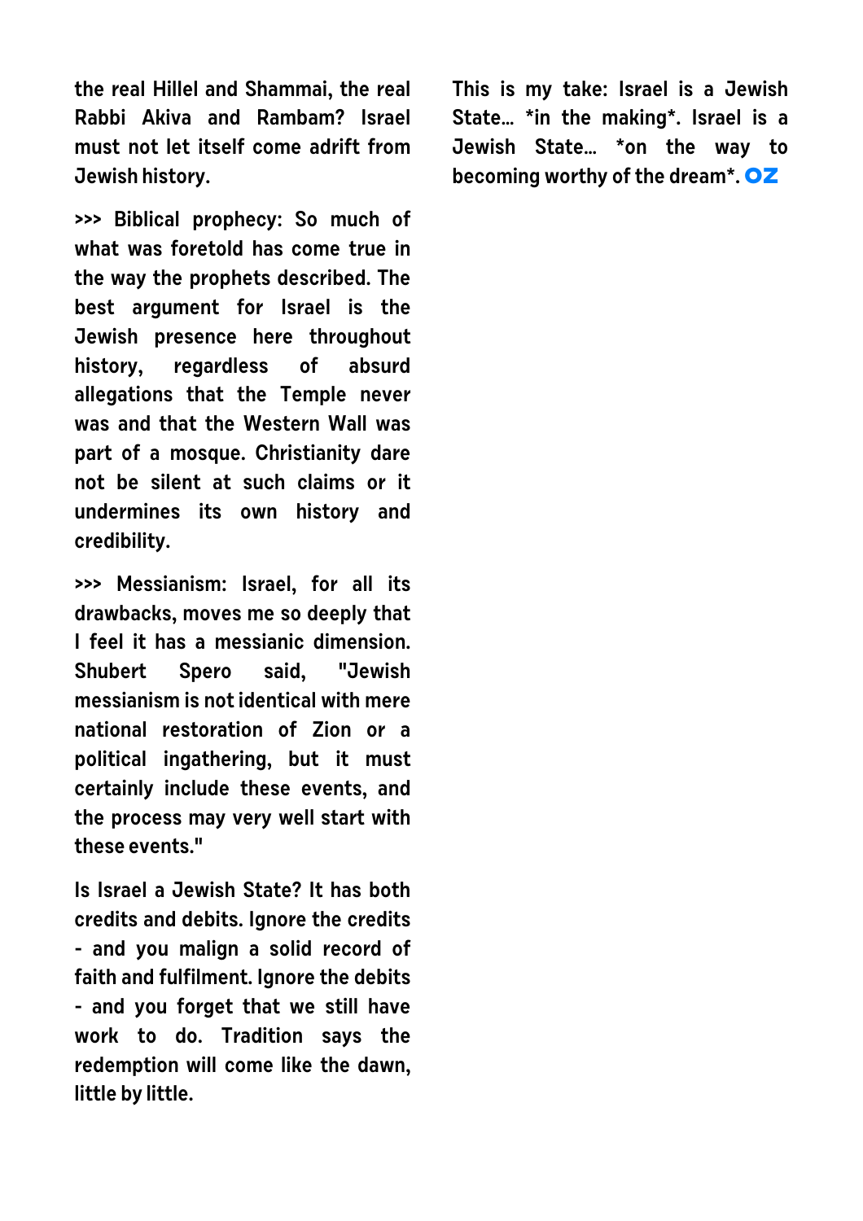**the real Hillel and Shammai, the real Rabbi Akiva and Rambam? Israel must not let itself come adrift from Jewish history.**

**>>> Biblical prophecy: So much of what was foretold has come true in the way the prophets described. The best argument for Israel is the Jewish presence here throughout history, regardless of absurd allegations that the Temple never was and that the Western Wall was part of a mosque. Christianity dare not be silent at such claims or it undermines its own history and credibility.**

**>>> Messianism: Israel, for all its drawbacks, moves me so deeply that I feel it has a messianic dimension. Shubert Spero said, "Jewish messianism is not identical with mere national restoration of Zion or a political ingathering, but it must certainly include these events, and the process may very well start with these events."**

**Is Israel a Jewish State? It has both credits and debits. Ignore the credits - and you malign a solid record of faith and fulfilment. Ignore the debits - and you forget that we still have work to do. Tradition says the redemption will come like the dawn, little by little.**

**This is my take: Israel is a Jewish State… *in the making*. Israel is a Jewish State… *on the way to becoming worthy of the dream*.** **OZ**